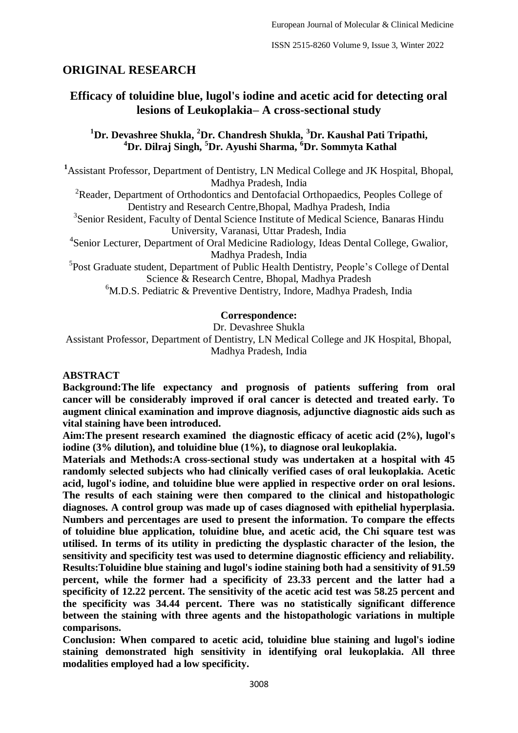## ORIGINAL RESEARCH

# Efficacy of toluidine blue, lugol's iodine and acetic acid for detecting oral lesions of Leukoplakia– A cross-sectional study

**[1]Dr. Devashree Shukla, [2]Dr. Chandresh Shukla, [3]Dr. Kaushal Pati Tripathi, [4]Dr. Dilraj Singh, [5]Dr. Ayushi Sharma, [6]Dr. Sommyta Kathal**

[1]Assistant Professor, Department of Dentistry, LN Medical College and JK Hospital, Bhopal, Madhya Pradesh, India

[2]Reader, Department of Orthodontics and Dentofacial Orthopaedics, Peoples College of Dentistry and Research Centre,Bhopal, Madhya Pradesh, India

[3]Senior Resident, Faculty of Dental Science Institute of Medical Science, Banaras Hindu University, Varanasi, Uttar Pradesh, India

[4]Senior Lecturer, Department of Oral Medicine Radiology, Ideas Dental College, Gwalior, Madhya Pradesh, India

[5]Post Graduate student, Department of Public Health Dentistry, People's College of Dental Science & Research Centre, Bhopal, Madhya Pradesh

[6]M.D.S. Pediatric & Preventive Dentistry, Indore, Madhya Pradesh, India

**Correspondence:**

Dr. Devashree Shukla

Assistant Professor, Department of Dentistry, LN Medical College and JK Hospital, Bhopal, Madhya Pradesh, India

## ABSTRACT

**Background:The life expectancy and prognosis of patients suffering from oral cancer will be considerably improved if oral cancer is detected and treated early. To augment clinical examination and improve diagnosis, adjunctive diagnostic aids such as vital staining have been introduced.**

**Aim:The present research examined the diagnostic efficacy of acetic acid (2%), lugol's iodine (3% dilution), and toluidine blue (1%), to diagnose oral leukoplakia.**

**Materials and Methods:A cross-sectional study was undertaken at a hospital with 45 randomly selected subjects who had clinically verified cases of oral leukoplakia. Acetic acid, lugol's iodine, and toluidine blue were applied in respective order on oral lesions. The results of each staining were then compared to the clinical and histopathologic diagnoses. A control group was made up of cases diagnosed with epithelial hyperplasia. Numbers and percentages are used to present the information. To compare the effects of toluidine blue application, toluidine blue, and acetic acid, the Chi square test was utilised. In terms of its utility in predicting the dysplastic character of the lesion, the sensitivity and specificity test was used to determine diagnostic efficiency and reliability.**

**Results:Toluidine blue staining and lugol's iodine staining both had a sensitivity of 91.59 percent, while the former had a specificity of 23.33 percent and the latter had a specificity of 12.22 percent. The sensitivity of the acetic acid test was 58.25 percent and the specificity was 34.44 percent. There was no statistically significant difference between the staining with three agents and the histopathologic variations in multiple comparisons.**

**Conclusion: When compared to acetic acid, toluidine blue staining and lugol's iodine staining demonstrated high sensitivity in identifying oral leukoplakia. All three modalities employed had a low specificity.**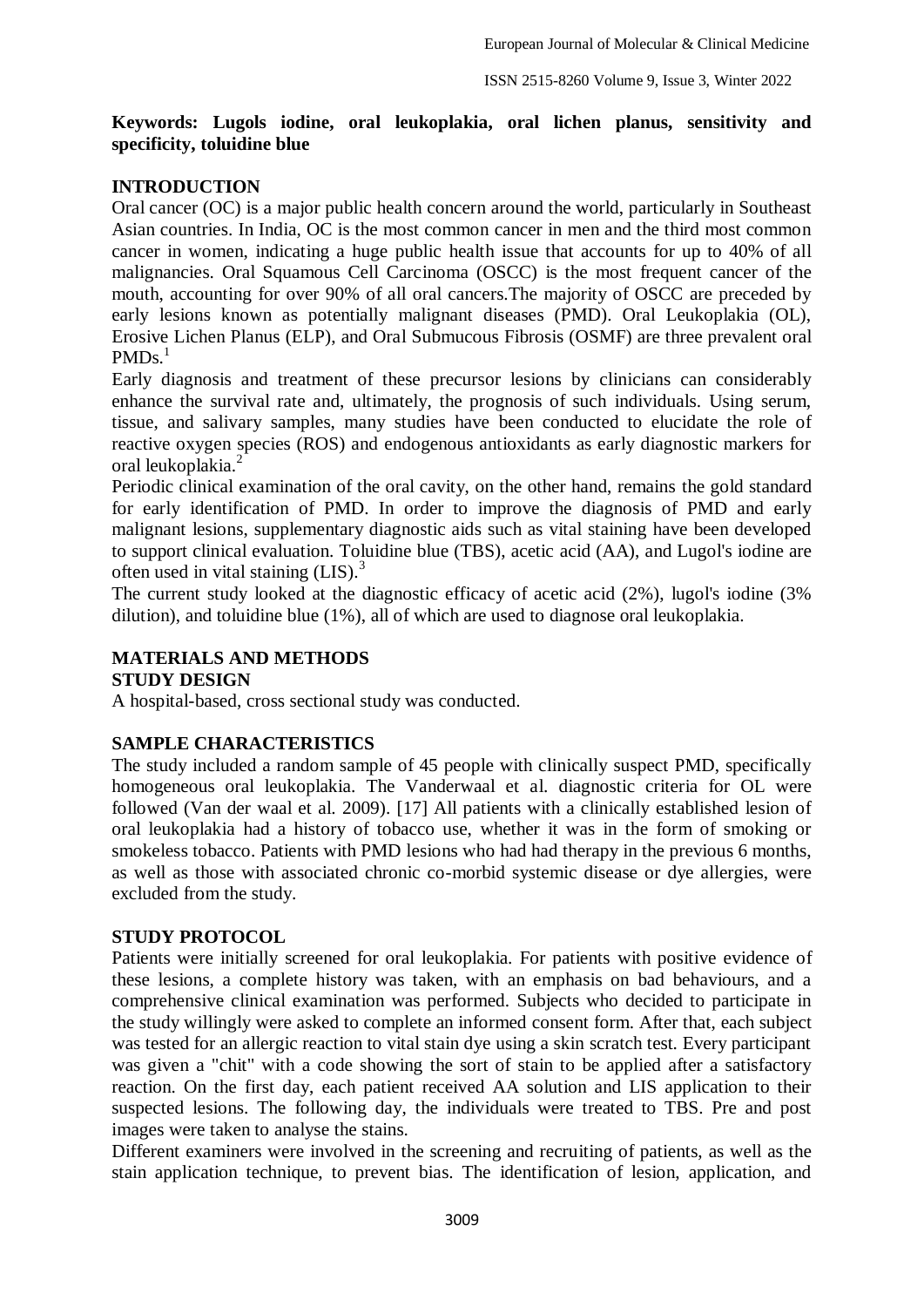**Keywords: Lugols iodine, oral leukoplakia, oral lichen planus, sensitivity and specificity, toluidine blue**

## INTRODUCTION

Oral cancer (OC) is a major public health concern around the world, particularly in Southeast Asian countries. In India, OC is the most common cancer in men and the third most common cancer in women, indicating a huge public health issue that accounts for up to 40% of all malignancies. Oral Squamous Cell Carcinoma (OSCC) is the most frequent cancer of the mouth, accounting for over 90% of all oral cancers.The majority of OSCC are preceded by early lesions known as potentially malignant diseases (PMD). Oral Leukoplakia (OL), Erosive Lichen Planus (ELP), and Oral Submucous Fibrosis (OSMF) are three prevalent oral PMDs.[1]

Early diagnosis and treatment of these precursor lesions by clinicians can considerably enhance the survival rate and, ultimately, the prognosis of such individuals. Using serum, tissue, and salivary samples, many studies have been conducted to elucidate the role of reactive oxygen species (ROS) and endogenous antioxidants as early diagnostic markers for oral leukoplakia.[2]

Periodic clinical examination of the oral cavity, on the other hand, remains the gold standard for early identification of PMD. In order to improve the diagnosis of PMD and early malignant lesions, supplementary diagnostic aids such as vital staining have been developed to support clinical evaluation. Toluidine blue (TBS), acetic acid (AA), and Lugol's iodine are often used in vital staining (LIS).[3]

The current study looked at the diagnostic efficacy of acetic acid (2%), lugol's iodine (3% dilution), and toluidine blue (1%), all of which are used to diagnose oral leukoplakia.

## MATERIALS AND METHODS

### STUDY DESIGN

A hospital-based, cross sectional study was conducted.

### SAMPLE CHARACTERISTICS

The study included a random sample of 45 people with clinically suspect PMD, specifically homogeneous oral leukoplakia. The Vanderwaal et al. diagnostic criteria for OL were followed (Van der waal et al. 2009). [17] All patients with a clinically established lesion of oral leukoplakia had a history of tobacco use, whether it was in the form of smoking or smokeless tobacco. Patients with PMD lesions who had had therapy in the previous 6 months, as well as those with associated chronic co-morbid systemic disease or dye allergies, were excluded from the study.

### STUDY PROTOCOL

Patients were initially screened for oral leukoplakia. For patients with positive evidence of these lesions, a complete history was taken, with an emphasis on bad behaviours, and a comprehensive clinical examination was performed. Subjects who decided to participate in the study willingly were asked to complete an informed consent form. After that, each subject was tested for an allergic reaction to vital stain dye using a skin scratch test. Every participant was given a "chit" with a code showing the sort of stain to be applied after a satisfactory reaction. On the first day, each patient received AA solution and LIS application to their suspected lesions. The following day, the individuals were treated to TBS. Pre and post images were taken to analyse the stains.

Different examiners were involved in the screening and recruiting of patients, as well as the stain application technique, to prevent bias. The identification of lesion, application, and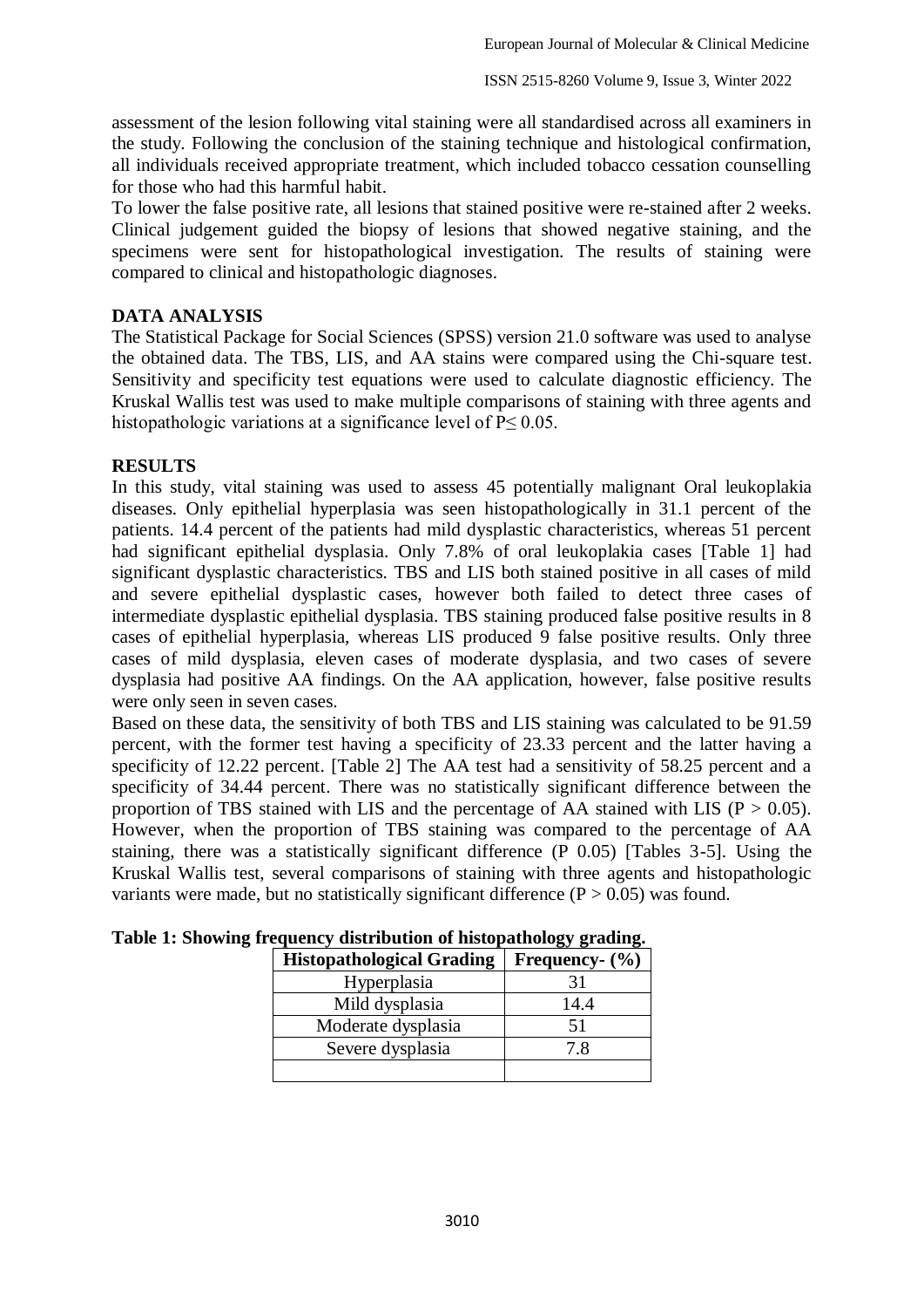assessment of the lesion following vital staining were all standardised across all examiners in the study. Following the conclusion of the staining technique and histological confirmation, all individuals received appropriate treatment, which included tobacco cessation counselling for those who had this harmful habit.

To lower the false positive rate, all lesions that stained positive were re-stained after 2 weeks. Clinical judgement guided the biopsy of lesions that showed negative staining, and the specimens were sent for histopathological investigation. The results of staining were compared to clinical and histopathologic diagnoses.

## DATA ANALYSIS

The Statistical Package for Social Sciences (SPSS) version 21.0 software was used to analyse the obtained data. The TBS, LIS, and AA stains were compared using the Chi-square test. Sensitivity and specificity test equations were used to calculate diagnostic efficiency. The Kruskal Wallis test was used to make multiple comparisons of staining with three agents and histopathologic variations at a significance level of $P \leq 0.05$.

## RESULTS

In this study, vital staining was used to assess 45 potentially malignant Oral leukoplakia diseases. Only epithelial hyperplasia was seen histopathologically in 31.1 percent of the patients. 14.4 percent of the patients had mild dysplastic characteristics, whereas 51 percent had significant epithelial dysplasia. Only 7.8% of oral leukoplakia cases [Table 1] had significant dysplastic characteristics. TBS and LIS both stained positive in all cases of mild and severe epithelial dysplastic cases, however both failed to detect three cases of intermediate dysplastic epithelial dysplasia. TBS staining produced false positive results in 8 cases of epithelial hyperplasia, whereas LIS produced 9 false positive results. Only three cases of mild dysplasia, eleven cases of moderate dysplasia, and two cases of severe dysplasia had positive AA findings. On the AA application, however, false positive results were only seen in seven cases.

Based on these data, the sensitivity of both TBS and LIS staining was calculated to be 91.59 percent, with the former test having a specificity of 23.33 percent and the latter having a specificity of 12.22 percent. [Table 2] The AA test had a sensitivity of 58.25 percent and a specificity of 34.44 percent. There was no statistically significant difference between the proportion of TBS stained with LIS and the percentage of AA stained with LIS ($P > 0.05$). However, when the proportion of TBS staining was compared to the percentage of AA staining, there was a statistically significant difference (P 0.05) [Tables 3-5]. Using the Kruskal Wallis test, several comparisons of staining with three agents and histopathologic variants were made, but no statistically significant difference ($P > 0.05$) was found.

**Table 1: Showing frequency distribution of histopathology grading.**

| Histopathological Grading | Frequency- (%) |
|---|---|
| Hyperplasia | 31 |
| Mild dysplasia | 14.4 |
| Moderate dysplasia | 51 |
| Severe dysplasia | 7.8 |
| | |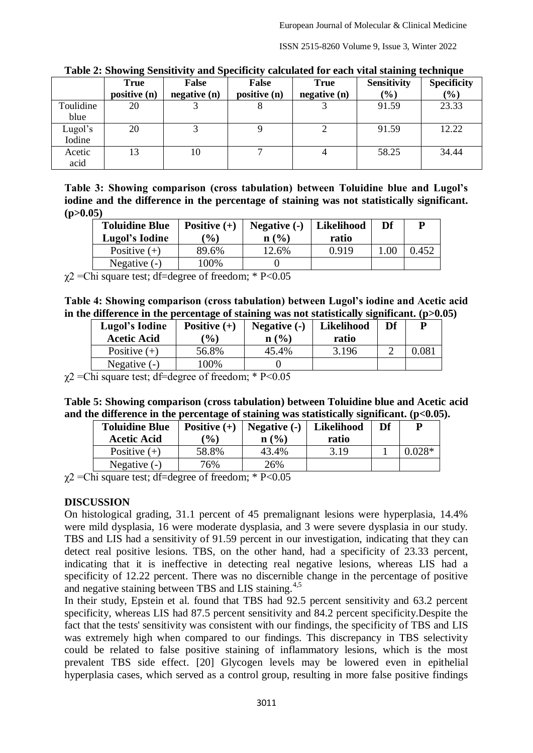**Table 2: Showing Sensitivity and Specificity calculated for each vital staining technique**

| | True positive (n) | False negative (n) | False positive (n) | True negative (n) | Sensitivity (%) | Specificity (%) |
|---|---|---|---|---|---|---|
| Touilidine blue | 20 | 3 | 8 | 3 | 91.59 | 23.33 |
| Lugol's Iodine | 20 | 3 | 9 | 2 | 91.59 | 12.22 |
| Acetic acid | 13 | 10 | 7 | 4 | 58.25 | 34.44 |

**Table 3: Showing comparison (cross tabulation) between Toluidine blue and Lugol's iodine and the difference in the percentage of staining was not statistically significant. (p>0.05)**

| Toluidine Blue Lugol's Iodine | Positive (+) (%) | Negative (-) n (%) | Likelihood ratio | Df | P |
|---|---|---|---|---|---|
| Positive (+) | 89.6% | 12.6% | 0.919 | 1.00 | 0.452 |
| Negative (-) | 100% | 0 | | | |

$\chi 2$ =Chi square test; df=degree of freedom; * P<0.05

**Table 4: Showing comparison (cross tabulation) between Lugol's iodine and Acetic acid in the difference in the percentage of staining was not statistically significant. (p>0.05)**

| Lugol's Iodine Acetic Acid | Positive (+) (%) | Negative (-) n (%) | Likelihood ratio | Df | P |
|---|---|---|---|---|---|
| Positive (+) | 56.8% | 45.4% | 3.196 | 2 | 0.081 |
| Negative (-) | 100% | 0 | | | |

$\chi 2$ =Chi square test; df=degree of freedom; * P<0.05

**Table 5: Showing comparison (cross tabulation) between Toluidine blue and Acetic acid and the difference in the percentage of staining was statistically significant. (p<0.05).**

| Toluidine Blue Acetic Acid | Positive (+) (%) | Negative (-) n (%) | Likelihood ratio | Df | P |
|---|---|---|---|---|---|
| Positive (+) | 58.8% | 43.4% | 3.19 | 1 | 0.028* |
| Negative (-) | 76% | 26% | | | |

$\chi 2$ =Chi square test; df=degree of freedom; * P<0.05

## DISCUSSION

On histological grading, 31.1 percent of 45 premalignant lesions were hyperplasia, 14.4% were mild dysplasia, 16 were moderate dysplasia, and 3 were severe dysplasia in our study. TBS and LIS had a sensitivity of 91.59 percent in our investigation, indicating that they can detect real positive lesions. TBS, on the other hand, had a specificity of 23.33 percent, indicating that it is ineffective in detecting real negative lesions, whereas LIS had a specificity of 12.22 percent. There was no discernible change in the percentage of positive and negative staining between TBS and LIS staining.[4,5]

In their study, Epstein et al. found that TBS had 92.5 percent sensitivity and 63.2 percent specificity, whereas LIS had 87.5 percent sensitivity and 84.2 percent specificity.Despite the fact that the tests' sensitivity was consistent with our findings, the specificity of TBS and LIS was extremely high when compared to our findings. This discrepancy in TBS selectivity could be related to false positive staining of inflammatory lesions, which is the most prevalent TBS side effect. [20] Glycogen levels may be lowered even in epithelial hyperplasia cases, which served as a control group, resulting in more false positive findings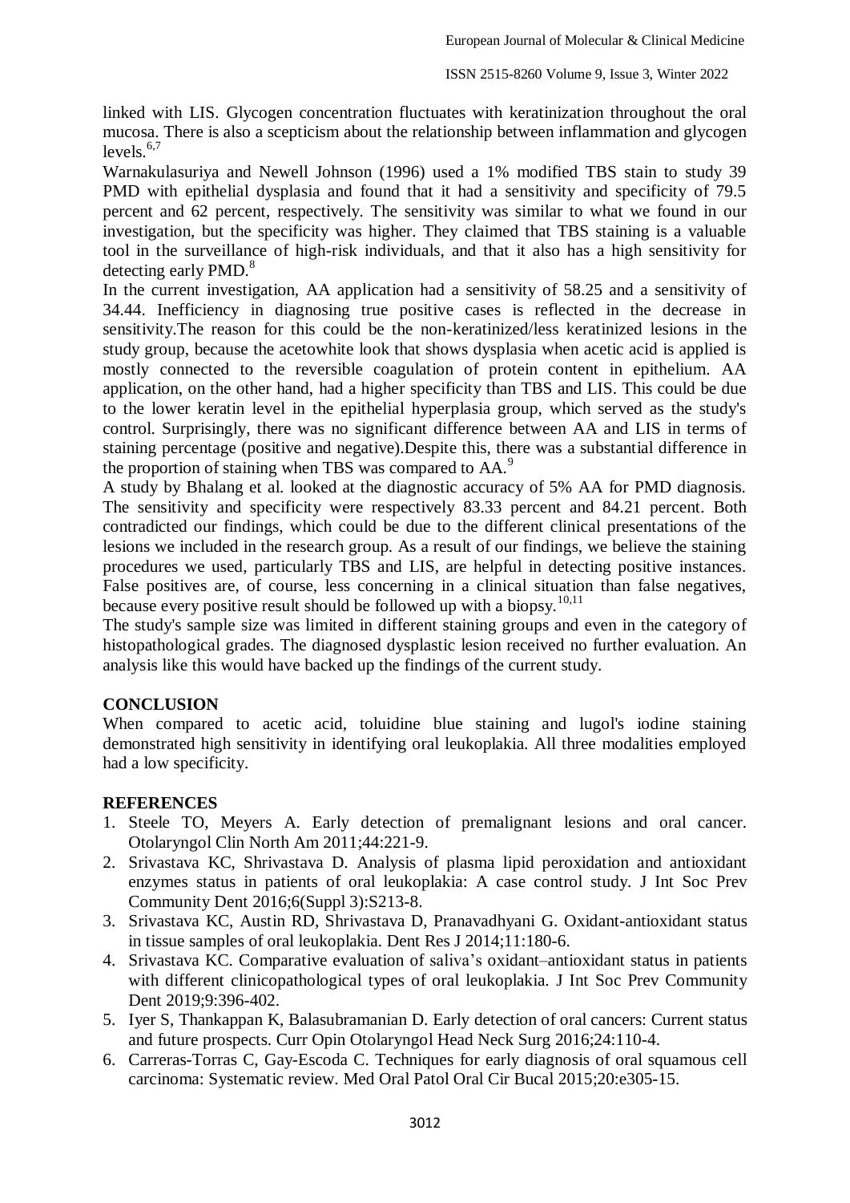linked with LIS. Glycogen concentration fluctuates with keratinization throughout the oral mucosa. There is also a scepticism about the relationship between inflammation and glycogen levels.[6,7]

Warnakulasuriya and Newell Johnson (1996) used a 1% modified TBS stain to study 39 PMD with epithelial dysplasia and found that it had a sensitivity and specificity of 79.5 percent and 62 percent, respectively. The sensitivity was similar to what we found in our investigation, but the specificity was higher. They claimed that TBS staining is a valuable tool in the surveillance of high-risk individuals, and that it also has a high sensitivity for detecting early PMD.[8]

In the current investigation, AA application had a sensitivity of 58.25 and a sensitivity of 34.44. Inefficiency in diagnosing true positive cases is reflected in the decrease in sensitivity.The reason for this could be the non-keratinized/less keratinized lesions in the study group, because the acetowhite look that shows dysplasia when acetic acid is applied is mostly connected to the reversible coagulation of protein content in epithelium. AA application, on the other hand, had a higher specificity than TBS and LIS. This could be due to the lower keratin level in the epithelial hyperplasia group, which served as the study's control. Surprisingly, there was no significant difference between AA and LIS in terms of staining percentage (positive and negative).Despite this, there was a substantial difference in the proportion of staining when TBS was compared to AA.[9]

A study by Bhalang et al. looked at the diagnostic accuracy of 5% AA for PMD diagnosis. The sensitivity and specificity were respectively 83.33 percent and 84.21 percent. Both contradicted our findings, which could be due to the different clinical presentations of the lesions we included in the research group. As a result of our findings, we believe the staining procedures we used, particularly TBS and LIS, are helpful in detecting positive instances. False positives are, of course, less concerning in a clinical situation than false negatives, because every positive result should be followed up with a biopsy.[10,11]

The study's sample size was limited in different staining groups and even in the category of histopathological grades. The diagnosed dysplastic lesion received no further evaluation. An analysis like this would have backed up the findings of the current study.

## CONCLUSION

When compared to acetic acid, toluidine blue staining and lugol's iodine staining demonstrated high sensitivity in identifying oral leukoplakia. All three modalities employed had a low specificity.

## REFERENCES

1. Steele TO, Meyers A. Early detection of premalignant lesions and oral cancer. Otolaryngol Clin North Am 2011;44:221-9.
2. Srivastava KC, Shrivastava D. Analysis of plasma lipid peroxidation and antioxidant enzymes status in patients of oral leukoplakia: A case control study. J Int Soc Prev Community Dent 2016;6(Suppl 3):S213-8.
3. Srivastava KC, Austin RD, Shrivastava D, Pranavadhyani G. Oxidant-antioxidant status in tissue samples of oral leukoplakia. Dent Res J 2014;11:180-6.
4. Srivastava KC. Comparative evaluation of saliva's oxidant–antioxidant status in patients with different clinicopathological types of oral leukoplakia. J Int Soc Prev Community Dent 2019;9:396-402.
5. Iyer S, Thankappan K, Balasubramanian D. Early detection of oral cancers: Current status and future prospects. Curr Opin Otolaryngol Head Neck Surg 2016;24:110-4.
6. Carreras-Torras C, Gay-Escoda C. Techniques for early diagnosis of oral squamous cell carcinoma: Systematic review. Med Oral Patol Oral Cir Bucal 2015;20:e305-15.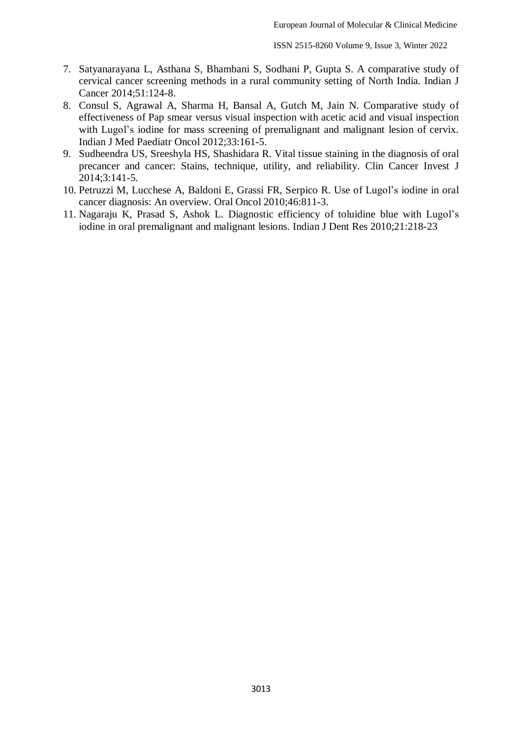7. Satyanarayana L, Asthana S, Bhambani S, Sodhani P, Gupta S. A comparative study of cervical cancer screening methods in a rural community setting of North India. Indian J Cancer 2014;51:124-8.
8. Consul S, Agrawal A, Sharma H, Bansal A, Gutch M, Jain N. Comparative study of effectiveness of Pap smear versus visual inspection with acetic acid and visual inspection with Lugol's iodine for mass screening of premalignant and malignant lesion of cervix. Indian J Med Paediatr Oncol 2012;33:161-5.
9. Sudheendra US, Sreeshyla HS, Shashidara R. Vital tissue staining in the diagnosis of oral precancer and cancer: Stains, technique, utility, and reliability. Clin Cancer Invest J 2014;3:141-5.
10. Petruzzi M, Lucchese A, Baldoni E, Grassi FR, Serpico R. Use of Lugol's iodine in oral cancer diagnosis: An overview. Oral Oncol 2010;46:811-3.
11. Nagaraju K, Prasad S, Ashok L. Diagnostic efficiency of toluidine blue with Lugol's iodine in oral premalignant and malignant lesions. Indian J Dent Res 2010;21:218-23